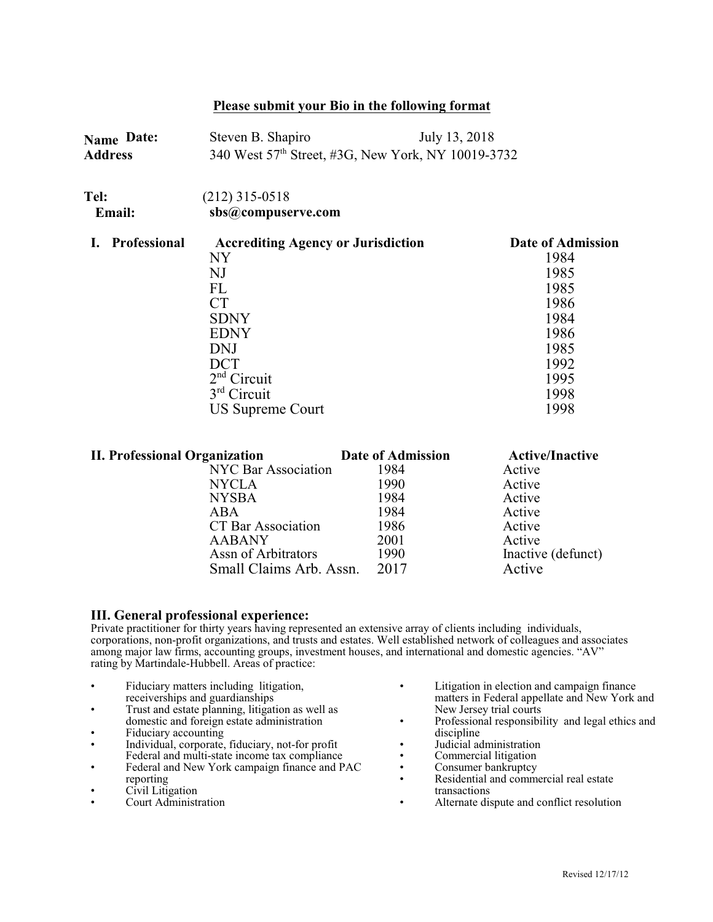**Please submit your Bio in the following format**

| | | |
|---|---|---|
| **Name Date:** | Steven B. Shapiro | July 13, 2018 |
| **Address** | 340 West 57th Street, #3G, New York, NY 10019-3732 | |

**Tel:** (212) 315-0518
**Email:** **sbs@compuserve.com**

| **I. Professional** | **Accrediting Agency or Jurisdiction** | **Date of Admission** |
|---|---|---|
| | NY | 1984 |
| | NJ | 1985 |
| | FL | 1985 |
| | CT | 1986 |
| | SDNY | 1984 |
| | EDNY | 1986 |
| | DNJ | 1985 |
| | DCT | 1992 |
| | 2nd Circuit | 1995 |
| | 3rd Circuit | 1998 |
| | US Supreme Court | 1998 |

| **II. Professional Organization** | **Date of Admission** | **Active/Inactive** |
|---|---|---|
| NYC Bar Association | 1984 | Active |
| NYCLA | 1990 | Active |
| NYSBA | 1984 | Active |
| ABA | 1984 | Active |
| CT Bar Association | 1986 | Active |
| AABANY | 2001 | Active |
| Assn of Arbitrators | 1990 | Inactive (defunct) |
| Small Claims Arb. Assn. | 2017 | Active |

**III. General professional experience:**

Private practitioner for thirty years having represented an extensive array of clients including individuals, corporations, non-profit organizations, and trusts and estates. Well established network of colleagues and associates among major law firms, accounting groups, investment houses, and international and domestic agencies. "AV" rating by Martindale-Hubbell. Areas of practice:

- Fiduciary matters including litigation, receiverships and guardianships
- Trust and estate planning, litigation as well as domestic and foreign estate administration
- Fiduciary accounting
- Individual, corporate, fiduciary, not-for profit Federal and multi-state income tax compliance
- Federal and New York campaign finance and PAC reporting
- Civil Litigation
- Court Administration
- Litigation in election and campaign finance matters in Federal appellate and New York and New Jersey trial courts
- Professional responsibility and legal ethics and discipline
- Judicial administration
- Commercial litigation
- Consumer bankruptcy
- Residential and commercial real estate transactions
- Alternate dispute and conflict resolution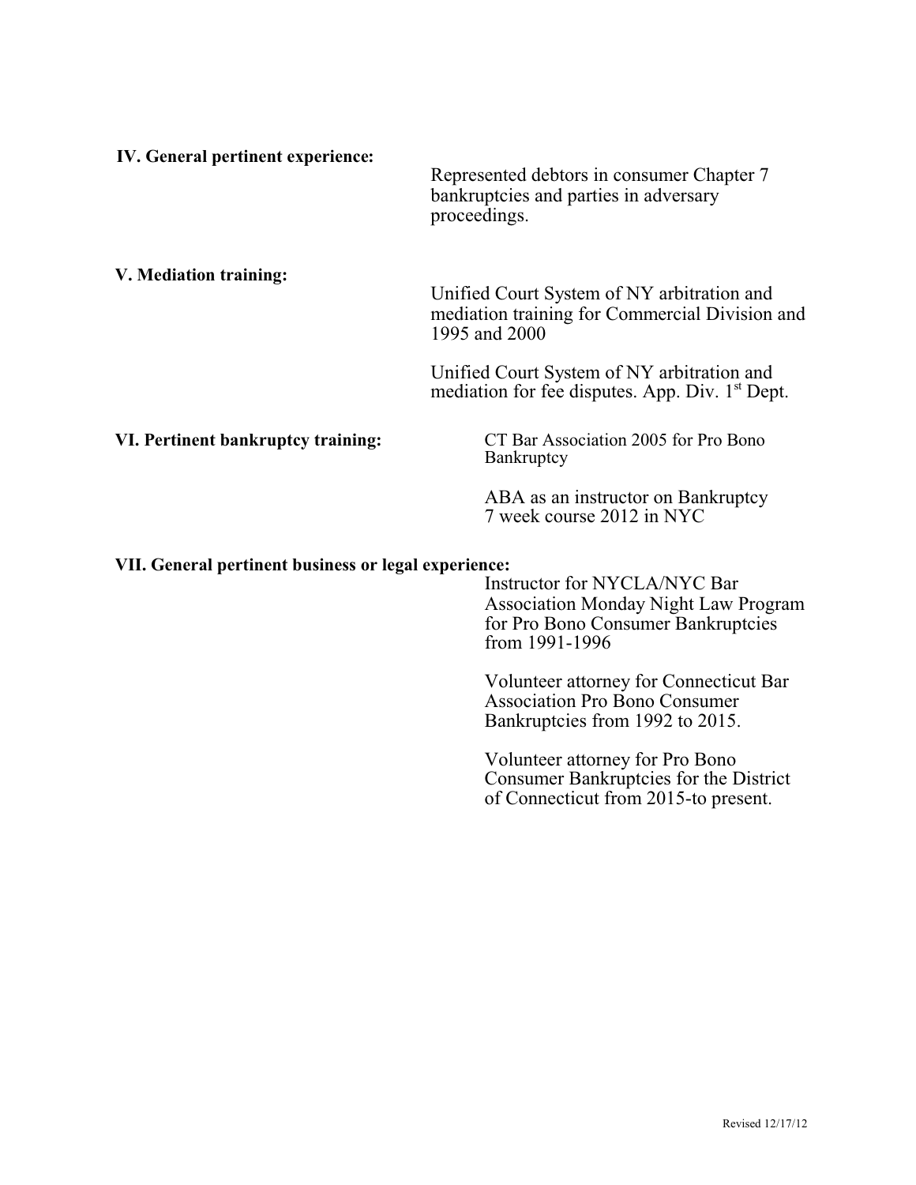**IV. General pertinent experience:**

Represented debtors in consumer Chapter 7 bankruptcies and parties in adversary proceedings.

**V. Mediation training:**

Unified Court System of NY arbitration and mediation training for Commercial Division and 1995 and 2000

Unified Court System of NY arbitration and mediation for fee disputes. App. Div. 1st Dept.

**VI. Pertinent bankruptcy training:**

CT Bar Association 2005 for Pro Bono Bankruptcy

ABA as an instructor on Bankruptcy 7 week course 2012 in NYC

**VII. General pertinent business or legal experience:**

Instructor for NYCLA/NYC Bar Association Monday Night Law Program for Pro Bono Consumer Bankruptcies from 1991-1996

Volunteer attorney for Connecticut Bar Association Pro Bono Consumer Bankruptcies from 1992 to 2015.

Volunteer attorney for Pro Bono Consumer Bankruptcies for the District of Connecticut from 2015-to present.

Revised 12/17/12